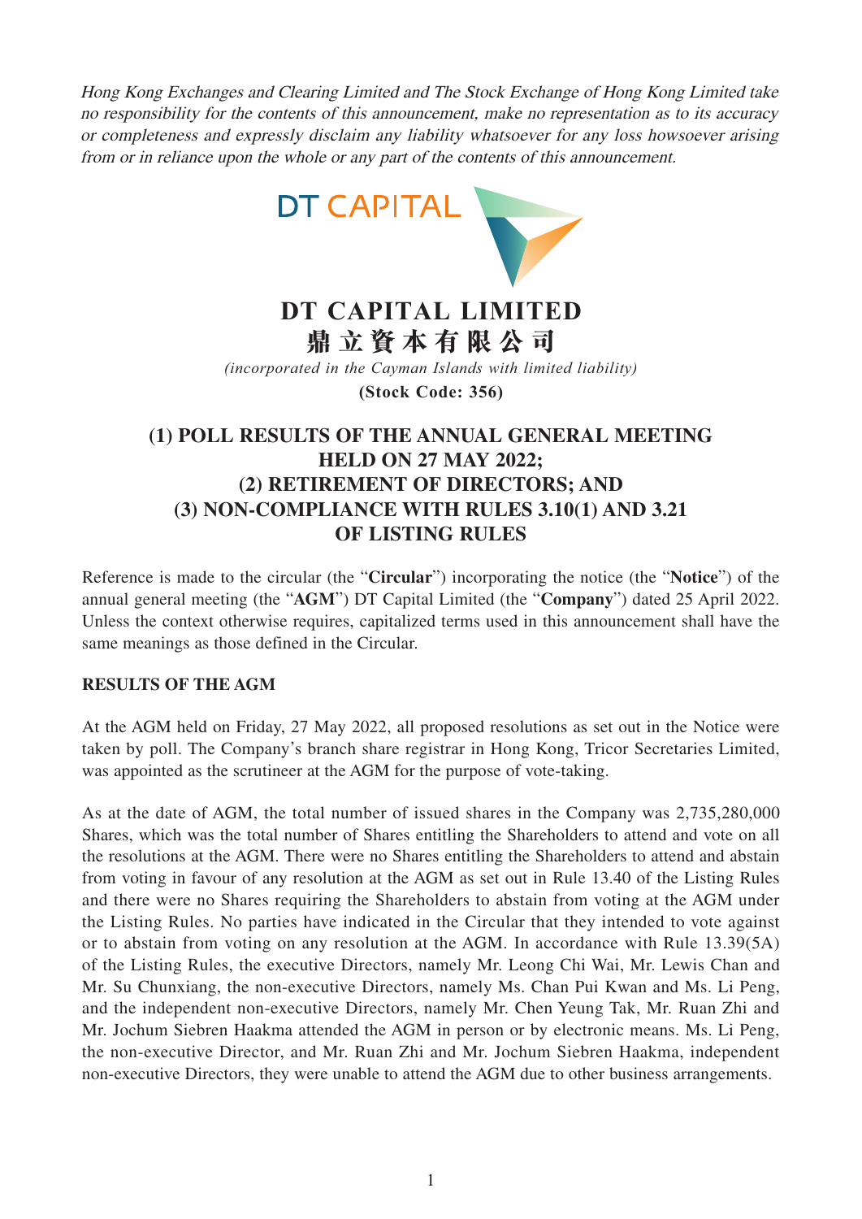*Hong Kong Exchanges and Clearing Limited and The Stock Exchange of Hong Kong Limited take no responsibility for the contents of this announcement, make no representation as to its accuracy or completeness and expressly disclaim any liability whatsoever for any loss howsoever arising from or in reliance upon the whole or any part of the contents of this announcement.*

DT CAPITAL

# DT CAPITAL LIMITED
# 鼎立資本有限公司

*(incorporated in the Cayman Islands with limited liability)*

**(Stock Code: 356)**

## (1) POLL RESULTS OF THE ANNUAL GENERAL MEETING HELD ON 27 MAY 2022; (2) RETIREMENT OF DIRECTORS; AND (3) NON-COMPLIANCE WITH RULES 3.10(1) AND 3.21 OF LISTING RULES

Reference is made to the circular (the "**Circular**") incorporating the notice (the "**Notice**") of the annual general meeting (the "**AGM**") DT Capital Limited (the "**Company**") dated 25 April 2022. Unless the context otherwise requires, capitalized terms used in this announcement shall have the same meanings as those defined in the Circular.

**RESULTS OF THE AGM**

At the AGM held on Friday, 27 May 2022, all proposed resolutions as set out in the Notice were taken by poll. The Company's branch share registrar in Hong Kong, Tricor Secretaries Limited, was appointed as the scrutineer at the AGM for the purpose of vote-taking.

As at the date of AGM, the total number of issued shares in the Company was 2,735,280,000 Shares, which was the total number of Shares entitling the Shareholders to attend and vote on all the resolutions at the AGM. There were no Shares entitling the Shareholders to attend and abstain from voting in favour of any resolution at the AGM as set out in Rule 13.40 of the Listing Rules and there were no Shares requiring the Shareholders to abstain from voting at the AGM under the Listing Rules. No parties have indicated in the Circular that they intended to vote against or to abstain from voting on any resolution at the AGM. In accordance with Rule 13.39(5A) of the Listing Rules, the executive Directors, namely Mr. Leong Chi Wai, Mr. Lewis Chan and Mr. Su Chunxiang, the non-executive Directors, namely Ms. Chan Pui Kwan and Ms. Li Peng, and the independent non-executive Directors, namely Mr. Chen Yeung Tak, Mr. Ruan Zhi and Mr. Jochum Siebren Haakma attended the AGM in person or by electronic means. Ms. Li Peng, the non-executive Director, and Mr. Ruan Zhi and Mr. Jochum Siebren Haakma, independent non-executive Directors, they were unable to attend the AGM due to other business arrangements.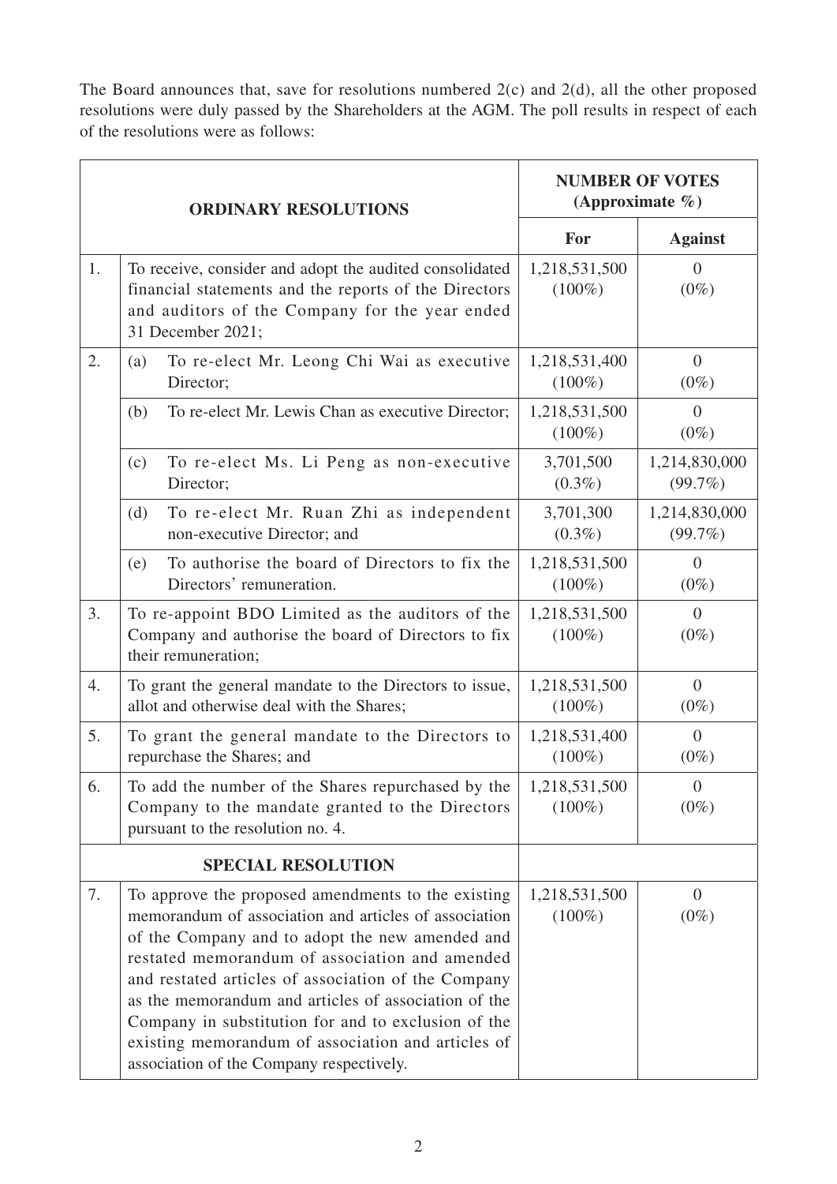The Board announces that, save for resolutions numbered 2(c) and 2(d), all the other proposed resolutions were duly passed by the Shareholders at the AGM. The poll results in respect of each of the resolutions were as follows:

| ORDINARY RESOLUTIONS | | | NUMBER OF VOTES (Approximate %) | |
|---|---|---|---|---|
| | | | **For** | **Against** |
| 1. | To receive, consider and adopt the audited consolidated financial statements and the reports of the Directors and auditors of the Company for the year ended 31 December 2021; | | 1,218,531,500 (100%) | 0 (0%) |
| 2. | (a) | To re-elect Mr. Leong Chi Wai as executive Director; | 1,218,531,400 (100%) | 0 (0%) |
| | (b) | To re-elect Mr. Lewis Chan as executive Director; | 1,218,531,500 (100%) | 0 (0%) |
| | (c) | To re-elect Ms. Li Peng as non-executive Director; | 3,701,500 (0.3%) | 1,214,830,000 (99.7%) |
| | (d) | To re-elect Mr. Ruan Zhi as independent non-executive Director; and | 3,701,300 (0.3%) | 1,214,830,000 (99.7%) |
| | (e) | To authorise the board of Directors to fix the Directors' remuneration. | 1,218,531,500 (100%) | 0 (0%) |
| 3. | To re-appoint BDO Limited as the auditors of the Company and authorise the board of Directors to fix their remuneration; | | 1,218,531,500 (100%) | 0 (0%) |
| 4. | To grant the general mandate to the Directors to issue, allot and otherwise deal with the Shares; | | 1,218,531,500 (100%) | 0 (0%) |
| 5. | To grant the general mandate to the Directors to repurchase the Shares; and | | 1,218,531,400 (100%) | 0 (0%) |
| 6. | To add the number of the Shares repurchased by the Company to the mandate granted to the Directors pursuant to the resolution no. 4. | | 1,218,531,500 (100%) | 0 (0%) |
| **SPECIAL RESOLUTION** | | | | |
| 7. | To approve the proposed amendments to the existing memorandum of association and articles of association of the Company and to adopt the new amended and restated memorandum of association and amended and restated articles of association of the Company as the memorandum and articles of association of the Company in substitution for and to exclusion of the existing memorandum of association and articles of association of the Company respectively. | | 1,218,531,500 (100%) | 0 (0%) |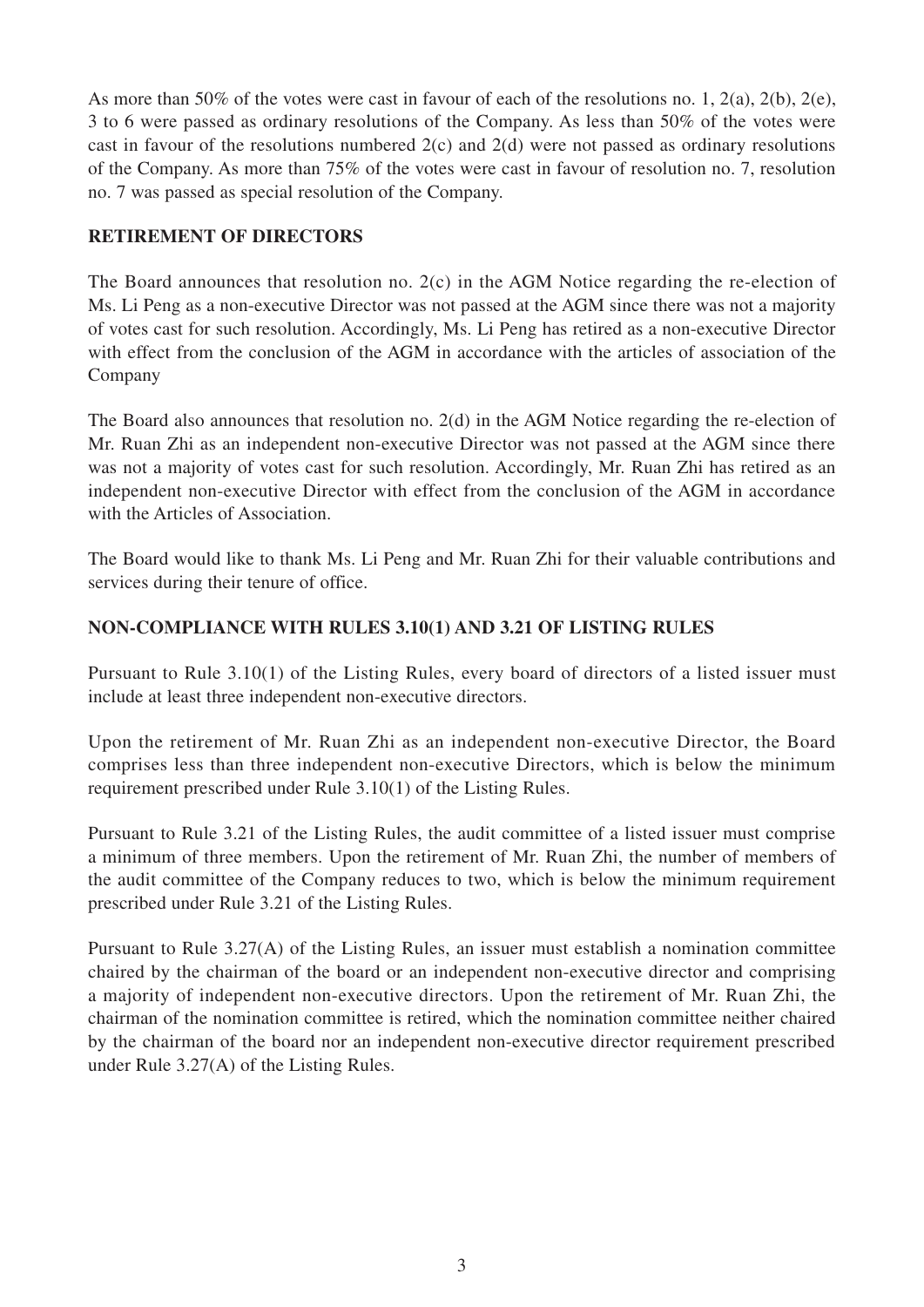As more than 50% of the votes were cast in favour of each of the resolutions no. 1, 2(a), 2(b), 2(e), 3 to 6 were passed as ordinary resolutions of the Company. As less than 50% of the votes were cast in favour of the resolutions numbered 2(c) and 2(d) were not passed as ordinary resolutions of the Company. As more than 75% of the votes were cast in favour of resolution no. 7, resolution no. 7 was passed as special resolution of the Company.

## RETIREMENT OF DIRECTORS

The Board announces that resolution no. 2(c) in the AGM Notice regarding the re-election of Ms. Li Peng as a non-executive Director was not passed at the AGM since there was not a majority of votes cast for such resolution. Accordingly, Ms. Li Peng has retired as a non-executive Director with effect from the conclusion of the AGM in accordance with the articles of association of the Company

The Board also announces that resolution no. 2(d) in the AGM Notice regarding the re-election of Mr. Ruan Zhi as an independent non-executive Director was not passed at the AGM since there was not a majority of votes cast for such resolution. Accordingly, Mr. Ruan Zhi has retired as an independent non-executive Director with effect from the conclusion of the AGM in accordance with the Articles of Association.

The Board would like to thank Ms. Li Peng and Mr. Ruan Zhi for their valuable contributions and services during their tenure of office.

## NON-COMPLIANCE WITH RULES 3.10(1) AND 3.21 OF LISTING RULES

Pursuant to Rule 3.10(1) of the Listing Rules, every board of directors of a listed issuer must include at least three independent non-executive directors.

Upon the retirement of Mr. Ruan Zhi as an independent non-executive Director, the Board comprises less than three independent non-executive Directors, which is below the minimum requirement prescribed under Rule 3.10(1) of the Listing Rules.

Pursuant to Rule 3.21 of the Listing Rules, the audit committee of a listed issuer must comprise a minimum of three members. Upon the retirement of Mr. Ruan Zhi, the number of members of the audit committee of the Company reduces to two, which is below the minimum requirement prescribed under Rule 3.21 of the Listing Rules.

Pursuant to Rule 3.27(A) of the Listing Rules, an issuer must establish a nomination committee chaired by the chairman of the board or an independent non-executive director and comprising a majority of independent non-executive directors. Upon the retirement of Mr. Ruan Zhi, the chairman of the nomination committee is retired, which the nomination committee neither chaired by the chairman of the board nor an independent non-executive director requirement prescribed under Rule 3.27(A) of the Listing Rules.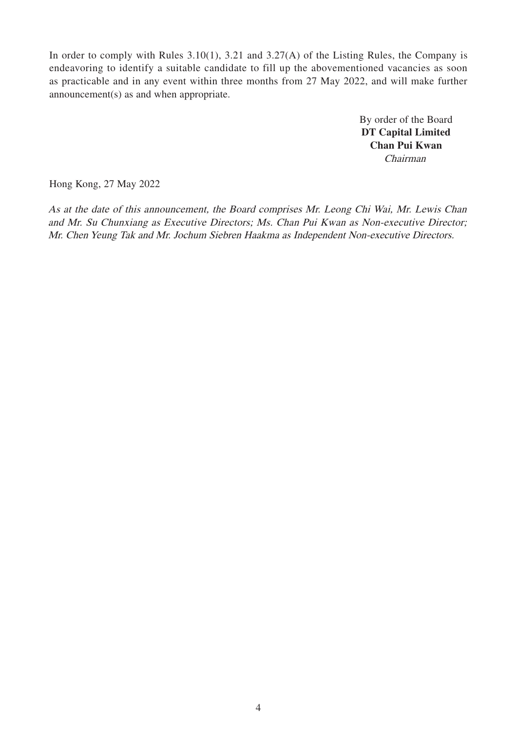In order to comply with Rules 3.10(1), 3.21 and 3.27(A) of the Listing Rules, the Company is endeavoring to identify a suitable candidate to fill up the abovementioned vacancies as soon as practicable and in any event within three months from 27 May 2022, and will make further announcement(s) as and when appropriate.

By order of the Board
**DT Capital Limited**
**Chan Pui Kwan**
*Chairman*

Hong Kong, 27 May 2022

*As at the date of this announcement, the Board comprises Mr. Leong Chi Wai, Mr. Lewis Chan and Mr. Su Chunxiang as Executive Directors; Ms. Chan Pui Kwan as Non-executive Director; Mr. Chen Yeung Tak and Mr. Jochum Siebren Haakma as Independent Non-executive Directors.*